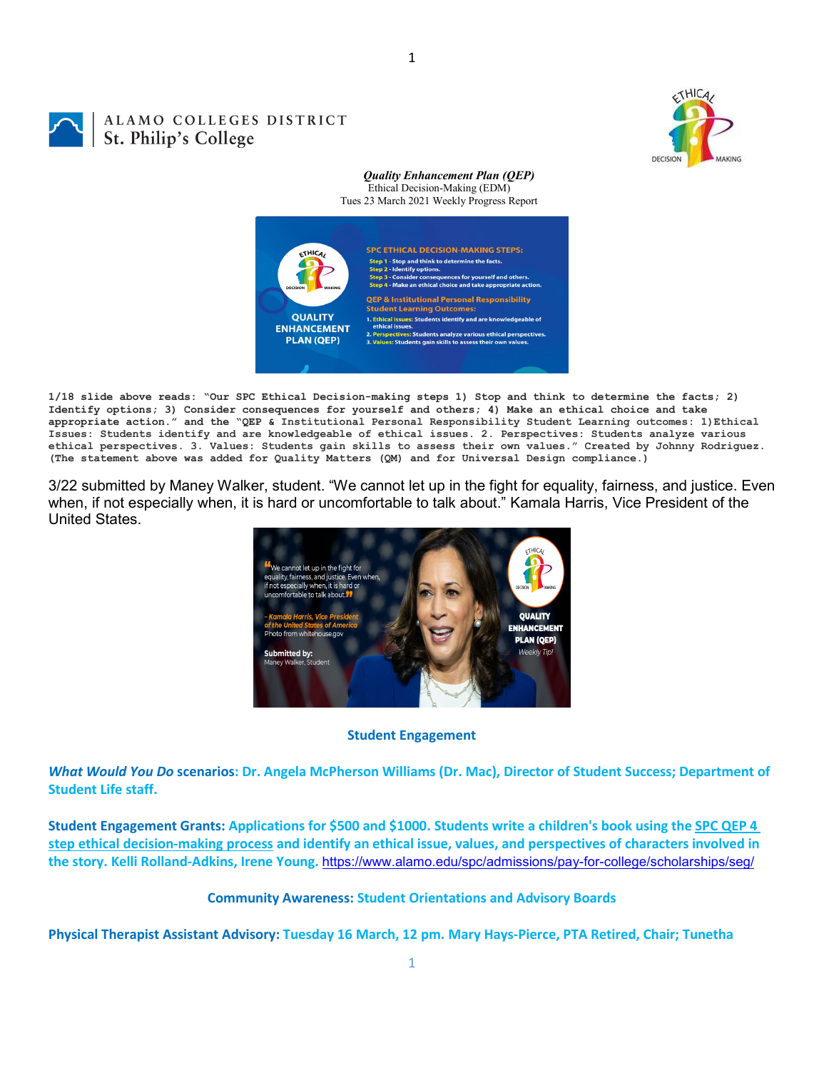ALAMO COLLEGES DISTRICT
St. Philip's College

***Quality Enhancement Plan (QEP)***
Ethical Decision-Making (EDM)
Tues 23 March 2021 Weekly Progress Report

**1/18 slide above reads: "Our SPC Ethical Decision-making steps 1) Stop and think to determine the facts; 2) Identify options; 3) Consider consequences for yourself and others; 4) Make an ethical choice and take appropriate action." and the "QEP & Institutional Personal Responsibility Student Learning outcomes: 1)Ethical Issues: Students identify and are knowledgeable of ethical issues. 2. Perspectives: Students analyze various ethical perspectives. 3. Values: Students gain skills to assess their own values." Created by Johnny Rodriguez. (The statement above was added for Quality Matters (QM) and for Universal Design compliance.)**

3/22 submitted by Maney Walker, student. "We cannot let up in the fight for equality, fairness, and justice. Even when, if not especially when, it is hard or uncomfortable to talk about." Kamala Harris, Vice President of the United States.

**Student Engagement**

***What Would You Do*** **scenarios: Dr. Angela McPherson Williams (Dr. Mac), Director of Student Success; Department of Student Life staff.**

**Student Engagement Grants: Applications for $500 and $1000. Students write a children's book using the SPC QEP 4 step ethical decision-making process and identify an ethical issue, values, and perspectives of characters involved in the story. Kelli Rolland-Adkins, Irene Young.** https://www.alamo.edu/spc/admissions/pay-for-college/scholarships/seg/

**Community Awareness: Student Orientations and Advisory Boards**

**Physical Therapist Assistant Advisory: Tuesday 16 March, 12 pm. Mary Hays-Pierce, PTA Retired, Chair; Tunetha**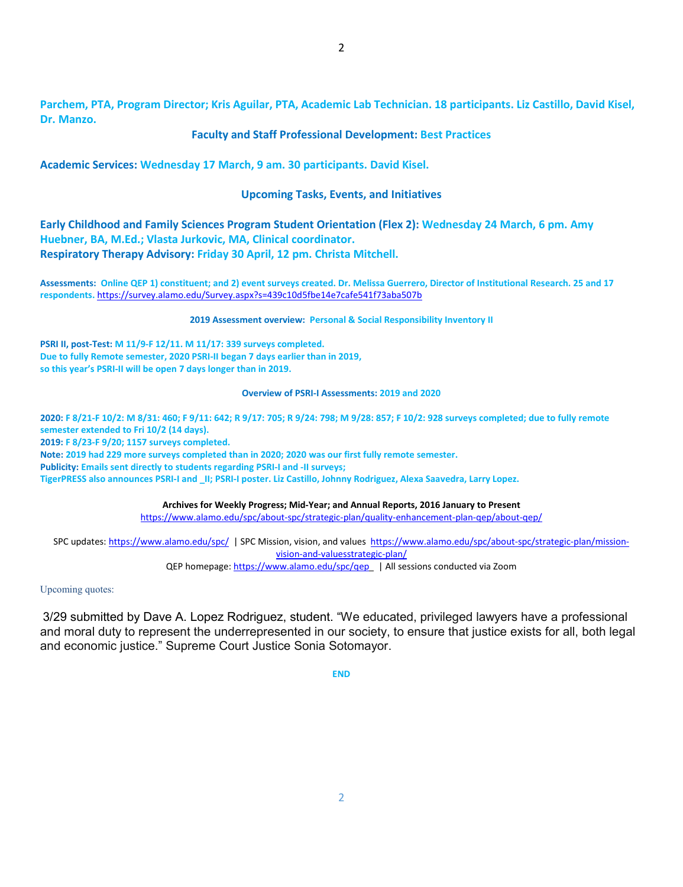**Parchem, PTA, Program Director; Kris Aguilar, PTA, Academic Lab Technician. 18 participants. Liz Castillo, David Kisel, Dr. Manzo.**

**Faculty and Staff Professional Development: Best Practices**

**Academic Services: Wednesday 17 March, 9 am. 30 participants. David Kisel.**

## Upcoming Tasks, Events, and Initiatives

**Early Childhood and Family Sciences Program Student Orientation (Flex 2): Wednesday 24 March, 6 pm. Amy Huebner, BA, M.Ed.; Vlasta Jurkovic, MA, Clinical coordinator.**
**Respiratory Therapy Advisory: Friday 30 April, 12 pm. Christa Mitchell.**

**Assessments: Online QEP 1) constituent; and 2) event surveys created. Dr. Melissa Guerrero, Director of Institutional Research. 25 and 17 respondents.** https://survey.alamo.edu/Survey.aspx?s=439c10d5fbe14e7cafe541f73aba507b

**2019 Assessment overview: Personal & Social Responsibility Inventory II**

**PSRI II, post-Test: M 11/9-F 12/11. M 11/17: 339 surveys completed.**
**Due to fully Remote semester, 2020 PSRI-II began 7 days earlier than in 2019,**
**so this year's PSRI-II will be open 7 days longer than in 2019.**

**Overview of PSRI-I Assessments: 2019 and 2020**

**2020: F 8/21-F 10/2: M 8/31: 460; F 9/11: 642; R 9/17: 705; R 9/24: 798; M 9/28: 857; F 10/2: 928 surveys completed; due to fully remote semester extended to Fri 10/2 (14 days).**
**2019: F 8/23-F 9/20; 1157 surveys completed.**
**Note: 2019 had 229 more surveys completed than in 2020; 2020 was our first fully remote semester.**
**Publicity: Emails sent directly to students regarding PSRI-I and -II surveys;**
**TigerPRESS also announces PSRI-I and _II; PSRI-I poster. Liz Castillo, Johnny Rodriguez, Alexa Saavedra, Larry Lopez.**

**Archives for Weekly Progress; Mid-Year; and Annual Reports, 2016 January to Present**
https://www.alamo.edu/spc/about-spc/strategic-plan/quality-enhancement-plan-qep/about-qep/

SPC updates: https://www.alamo.edu/spc/ | SPC Mission, vision, and values https://www.alamo.edu/spc/about-spc/strategic-plan/mission-vision-and-valuesstrategic-plan/
QEP homepage: https://www.alamo.edu/spc/qep | All sessions conducted via Zoom

Upcoming quotes:

3/29 submitted by Dave A. Lopez Rodriguez, student. "We educated, privileged lawyers have a professional and moral duty to represent the underrepresented in our society, to ensure that justice exists for all, both legal and economic justice." Supreme Court Justice Sonia Sotomayor.

END